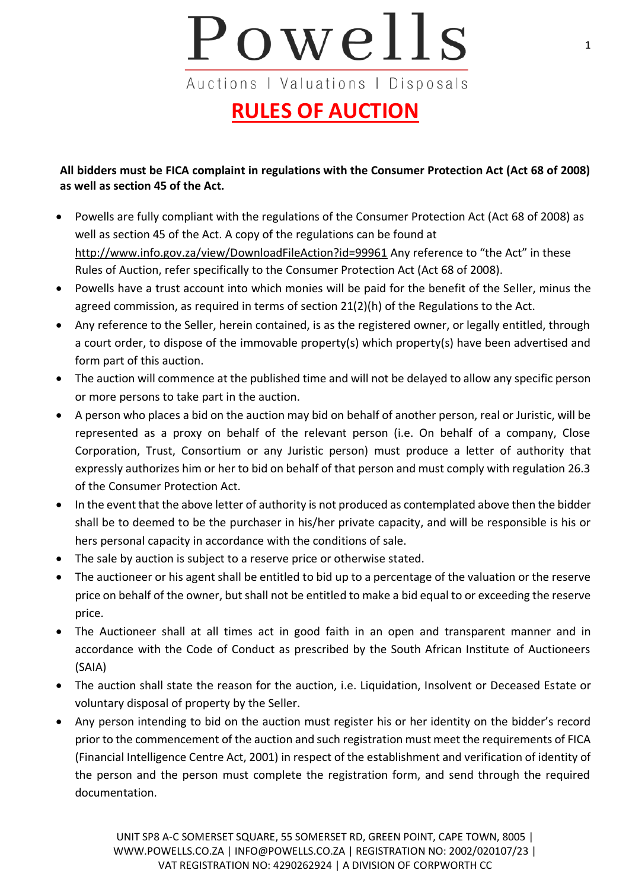# Powells

Auctions | Valuations | Disposals

## RULES OF AUCTION

**All bidders must be FICA complaint in regulations with the Consumer Protection Act (Act 68 of 2008) as well as section 45 of the Act.**

- Powells are fully compliant with the regulations of the Consumer Protection Act (Act 68 of 2008) as well as section 45 of the Act. A copy of the regulations can be found at http://www.info.gov.za/view/DownloadFileAction?id=99961 Any reference to "the Act" in these Rules of Auction, refer specifically to the Consumer Protection Act (Act 68 of 2008).
- Powells have a trust account into which monies will be paid for the benefit of the Seller, minus the agreed commission, as required in terms of section 21(2)(h) of the Regulations to the Act.
- Any reference to the Seller, herein contained, is as the registered owner, or legally entitled, through a court order, to dispose of the immovable property(s) which property(s) have been advertised and form part of this auction.
- The auction will commence at the published time and will not be delayed to allow any specific person or more persons to take part in the auction.
- A person who places a bid on the auction may bid on behalf of another person, real or Juristic, will be represented as a proxy on behalf of the relevant person (i.e. On behalf of a company, Close Corporation, Trust, Consortium or any Juristic person) must produce a letter of authority that expressly authorizes him or her to bid on behalf of that person and must comply with regulation 26.3 of the Consumer Protection Act.
- In the event that the above letter of authority is not produced as contemplated above then the bidder shall be to deemed to be the purchaser in his/her private capacity, and will be responsible is his or hers personal capacity in accordance with the conditions of sale.
- The sale by auction is subject to a reserve price or otherwise stated.
- The auctioneer or his agent shall be entitled to bid up to a percentage of the valuation or the reserve price on behalf of the owner, but shall not be entitled to make a bid equal to or exceeding the reserve price.
- The Auctioneer shall at all times act in good faith in an open and transparent manner and in accordance with the Code of Conduct as prescribed by the South African Institute of Auctioneers (SAIA)
- The auction shall state the reason for the auction, i.e. Liquidation, Insolvent or Deceased Estate or voluntary disposal of property by the Seller.
- Any person intending to bid on the auction must register his or her identity on the bidder's record prior to the commencement of the auction and such registration must meet the requirements of FICA (Financial Intelligence Centre Act, 2001) in respect of the establishment and verification of identity of the person and the person must complete the registration form, and send through the required documentation.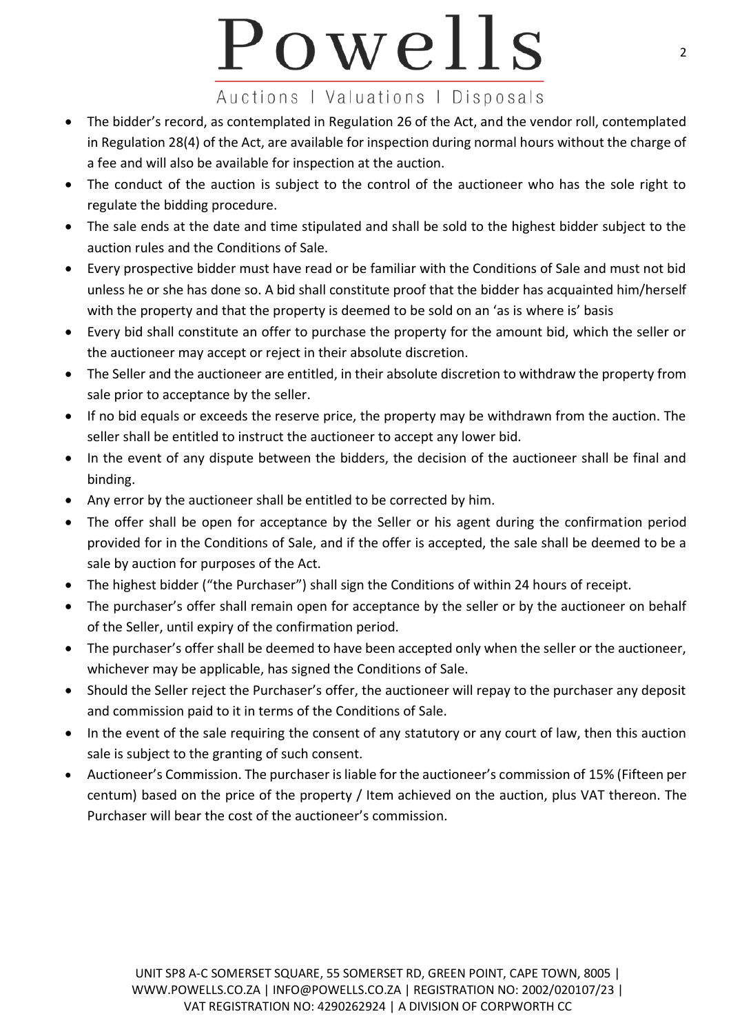- The bidder's record, as contemplated in Regulation 26 of the Act, and the vendor roll, contemplated in Regulation 28(4) of the Act, are available for inspection during normal hours without the charge of a fee and will also be available for inspection at the auction.
- The conduct of the auction is subject to the control of the auctioneer who has the sole right to regulate the bidding procedure.
- The sale ends at the date and time stipulated and shall be sold to the highest bidder subject to the auction rules and the Conditions of Sale.
- Every prospective bidder must have read or be familiar with the Conditions of Sale and must not bid unless he or she has done so. A bid shall constitute proof that the bidder has acquainted him/herself with the property and that the property is deemed to be sold on an 'as is where is' basis
- Every bid shall constitute an offer to purchase the property for the amount bid, which the seller or the auctioneer may accept or reject in their absolute discretion.
- The Seller and the auctioneer are entitled, in their absolute discretion to withdraw the property from sale prior to acceptance by the seller.
- If no bid equals or exceeds the reserve price, the property may be withdrawn from the auction. The seller shall be entitled to instruct the auctioneer to accept any lower bid.
- In the event of any dispute between the bidders, the decision of the auctioneer shall be final and binding.
- Any error by the auctioneer shall be entitled to be corrected by him.
- The offer shall be open for acceptance by the Seller or his agent during the confirmation period provided for in the Conditions of Sale, and if the offer is accepted, the sale shall be deemed to be a sale by auction for purposes of the Act.
- The highest bidder ("the Purchaser") shall sign the Conditions of within 24 hours of receipt.
- The purchaser's offer shall remain open for acceptance by the seller or by the auctioneer on behalf of the Seller, until expiry of the confirmation period.
- The purchaser's offer shall be deemed to have been accepted only when the seller or the auctioneer, whichever may be applicable, has signed the Conditions of Sale.
- Should the Seller reject the Purchaser's offer, the auctioneer will repay to the purchaser any deposit and commission paid to it in terms of the Conditions of Sale.
- In the event of the sale requiring the consent of any statutory or any court of law, then this auction sale is subject to the granting of such consent.
- Auctioneer's Commission. The purchaser is liable for the auctioneer's commission of 15% (Fifteen per centum) based on the price of the property / Item achieved on the auction, plus VAT thereon. The Purchaser will bear the cost of the auctioneer's commission.